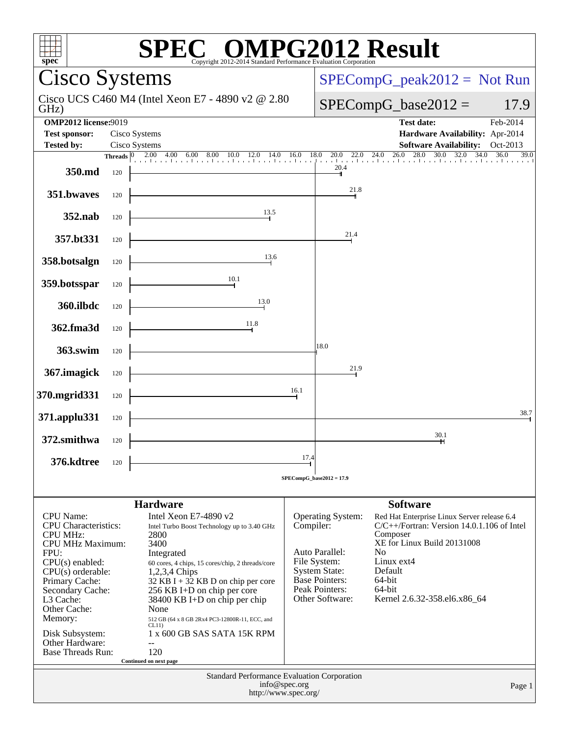# SPEC OMPG2012 Result

Copyright 2012-2014 Standard Performance Evaluation Corporation

## Cisco Systems

Cisco UCS C460 M4 (Intel Xeon E7 - 4890 v2 @ 2.80 GHz)

SPECompG_peak2012 = Not Run

SPECompG_base2012 = 17.9

| | | | |
|---|---|---|---|
| **OMP2012 license:** | 9019 | **Test date:** | Feb-2014 |
| **Test sponsor:** | Cisco Systems | **Hardware Availability:** | Apr-2014 |
| **Tested by:** | Cisco Systems | **Software Availability:** | Oct-2013 |

| Benchmark | Threads | Base Ratio |
|---|---|---|
| 350.md | 120 | 20.4 |
| 351.bwaves | 120 | 21.8 |
| 352.nab | 120 | 13.5 |
| 357.bt331 | 120 | 21.4 |
| 358.botsalgn | 120 | 13.6 |
| 359.botsspar | 120 | 10.1 |
| 360.ilbdc | 120 | 13.0 |
| 362.fma3d | 120 | 11.8 |
| 363.swim | 120 | 18.0 |
| 367.imagick | 120 | 21.9 |
| 370.mgrid331 | 120 | 16.1 |
| 371.applu331 | 120 | 38.7 |
| 372.smithwa | 120 | 30.1 |
| 376.kdtree | 120 | 17.4 |

SPECompG_base2012 = 17.9

## Hardware

| | |
|---|---|
| CPU Name: | Intel Xeon E7-4890 v2 |
| CPU Characteristics: | Intel Turbo Boost Technology up to 3.40 GHz |
| CPU MHz: | 2800 |
| CPU MHz Maximum: | 3400 |
| FPU: | Integrated |
| CPU(s) enabled: | 60 cores, 4 chips, 15 cores/chip, 2 threads/core |
| CPU(s) orderable: | 1,2,3,4 Chips |
| Primary Cache: | 32 KB I + 32 KB D on chip per core |
| Secondary Cache: | 256 KB I+D on chip per core |
| L3 Cache: | 38400 KB I+D on chip per chip |
| Other Cache: | None |
| Memory: | 512 GB (64 x 8 GB 2Rx4 PC3-12800R-11, ECC, and CL11) |
| Disk Subsystem: | 1 x 600 GB SAS SATA 15K RPM |
| Other Hardware: | -- |
| Base Threads Run: | 120 |

Continued on next page

## Software

| | |
|---|---|
| Operating System: | Red Hat Enterprise Linux Server release 6.4 |
| Compiler: | C/C++/Fortran: Version 14.0.1.106 of Intel Composer XE for Linux Build 20131008 |
| Auto Parallel: | No |
| File System: | Linux ext4 |
| System State: | Default |
| Base Pointers: | 64-bit |
| Peak Pointers: | 64-bit |
| Other Software: | Kernel 2.6.32-358.el6.x86_64 |

Standard Performance Evaluation Corporation
info@spec.org
http://www.spec.org/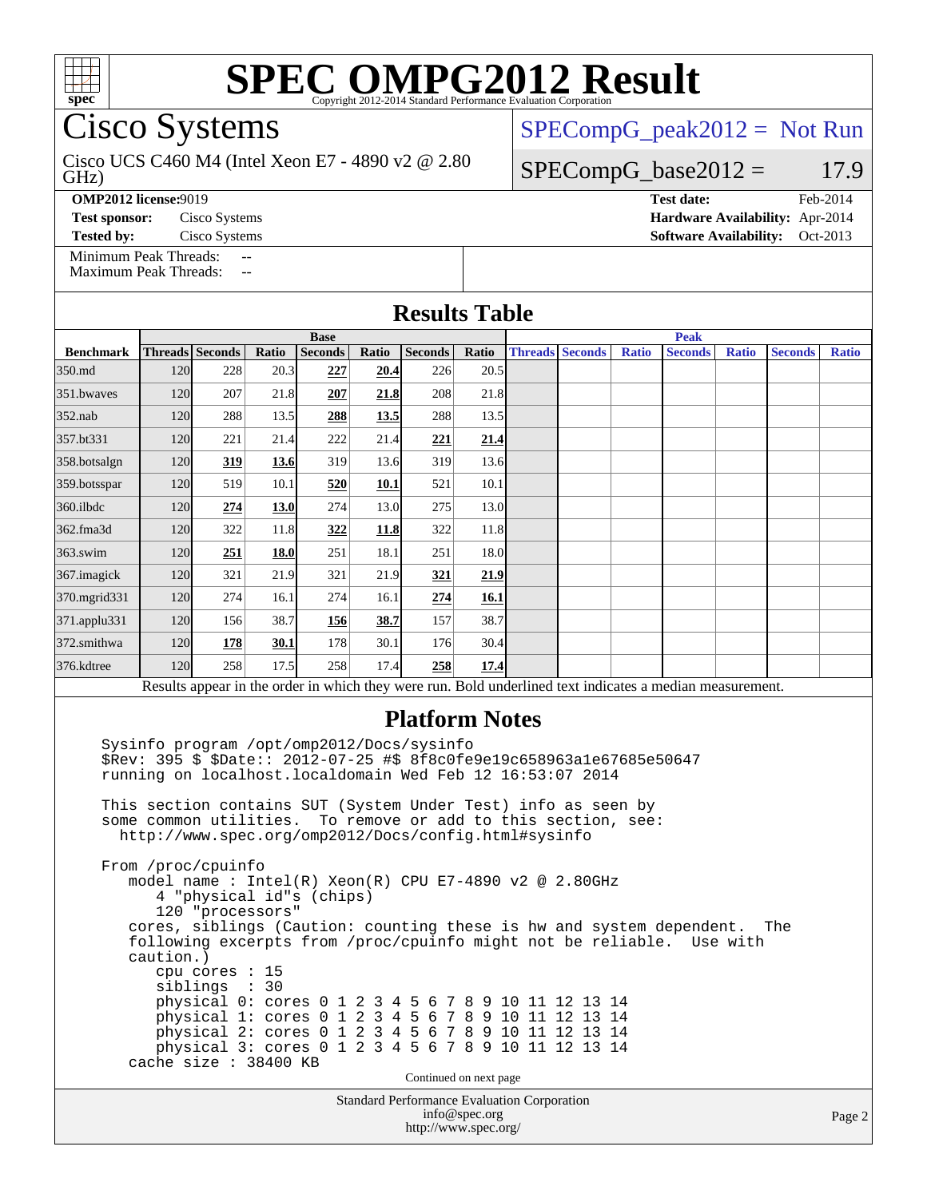# SPEC OMPG2012 Result

Copyright 2012-2014 Standard Performance Evaluation Corporation

## Cisco Systems

Cisco UCS C460 M4 (Intel Xeon E7 - 4890 v2 @ 2.80 GHz)

SPECompG_peak2012 = Not Run

SPECompG_base2012 = 17.9

**OMP2012 license:** 9019

**Test sponsor:** Cisco Systems

**Tested by:** Cisco Systems

**Test date:** Feb-2014

**Hardware Availability:** Apr-2014

**Software Availability:** Oct-2013

Minimum Peak Threads: --

Maximum Peak Threads: --

## Results Table

| | Base | | | | | | | Peak | | | | | | |
|---|---|---|---|---|---|---|---|---|---|---|---|---|---|---|
| **Benchmark** | **Threads** | **Seconds** | **Ratio** | **Seconds** | **Ratio** | **Seconds** | **Ratio** | **Threads** | **Seconds** | **Ratio** | **Seconds** | **Ratio** | **Seconds** | **Ratio** |
| 350.md | 120 | 228 | 20.3 | **227** | **20.4** | 226 | 20.5 | | | | | | | |
| 351.bwaves | 120 | 207 | 21.8 | **207** | **21.8** | 208 | 21.8 | | | | | | | |
| 352.nab | 120 | 288 | 13.5 | **288** | **13.5** | 288 | 13.5 | | | | | | | |
| 357.bt331 | 120 | 221 | 21.4 | 222 | 21.4 | **221** | **21.4** | | | | | | | |
| 358.botsalgn | 120 | **319** | **13.6** | 319 | 13.6 | 319 | 13.6 | | | | | | | |
| 359.botsspar | 120 | 519 | 10.1 | **520** | **10.1** | 521 | 10.1 | | | | | | | |
| 360.ilbdc | 120 | **274** | **13.0** | 274 | 13.0 | 275 | 13.0 | | | | | | | |
| 362.fma3d | 120 | 322 | 11.8 | **322** | **11.8** | 322 | 11.8 | | | | | | | |
| 363.swim | 120 | **251** | **18.0** | 251 | 18.1 | 251 | 18.0 | | | | | | | |
| 367.imagick | 120 | 321 | 21.9 | 321 | 21.9 | **321** | **21.9** | | | | | | | |
| 370.mgrid331 | 120 | 274 | 16.1 | 274 | 16.1 | **274** | **16.1** | | | | | | | |
| 371.applu331 | 120 | 156 | 38.7 | **156** | **38.7** | 157 | 38.7 | | | | | | | |
| 372.smithwa | 120 | **178** | **30.1** | 178 | 30.1 | 176 | 30.4 | | | | | | | |
| 376.kdtree | 120 | 258 | 17.5 | 258 | 17.4 | **258** | **17.4** | | | | | | | |

Results appear in the order in which they were run. Bold underlined text indicates a median measurement.

## Platform Notes

```
Sysinfo program /opt/omp2012/Docs/sysinfo
$Rev: 395 $ $Date:: 2012-07-25 #$ 8f8c0fe9e19c658963a1e67685e50647
running on localhost.localdomain Wed Feb 12 16:53:07 2014

This section contains SUT (System Under Test) info as seen by
some common utilities.  To remove or add to this section, see:
  http://www.spec.org/omp2012/Docs/config.html#sysinfo

From /proc/cpuinfo
   model name : Intel(R) Xeon(R) CPU E7-4890 v2 @ 2.80GHz
      4 "physical id"s (chips)
      120 "processors"
   cores, siblings (Caution: counting these is hw and system dependent.  The
   following excerpts from /proc/cpuinfo might not be reliable.  Use with
   caution.)
      cpu cores : 15
      siblings  : 30
      physical 0: cores 0 1 2 3 4 5 6 7 8 9 10 11 12 13 14
      physical 1: cores 0 1 2 3 4 5 6 7 8 9 10 11 12 13 14
      physical 2: cores 0 1 2 3 4 5 6 7 8 9 10 11 12 13 14
      physical 3: cores 0 1 2 3 4 5 6 7 8 9 10 11 12 13 14
   cache size : 38400 KB
```

Continued on next page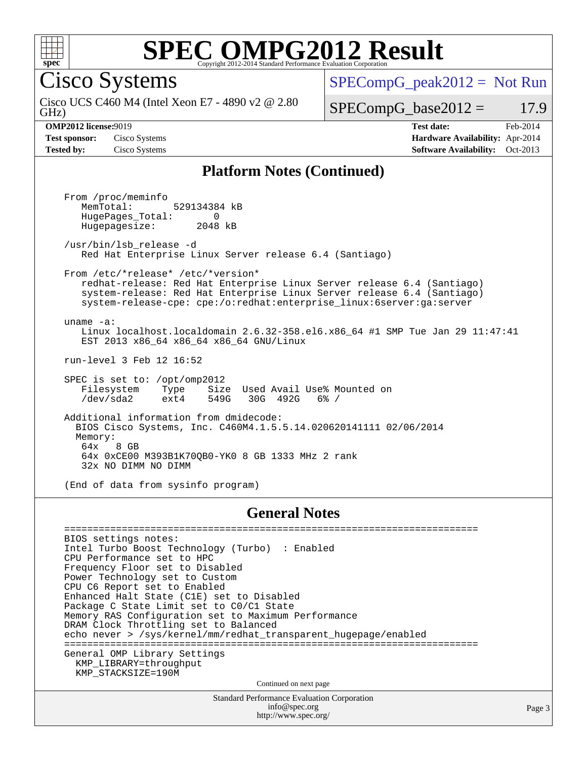## Platform Notes (Continued)

```
From /proc/meminfo
   MemTotal:       529134384 kB
   HugePages_Total:       0
   Hugepagesize:       2048 kB

/usr/bin/lsb_release -d
   Red Hat Enterprise Linux Server release 6.4 (Santiago)

From /etc/*release* /etc/*version*
   redhat-release: Red Hat Enterprise Linux Server release 6.4 (Santiago)
   system-release: Red Hat Enterprise Linux Server release 6.4 (Santiago)
   system-release-cpe: cpe:/o:redhat:enterprise_linux:6server:ga:server

uname -a:
   Linux localhost.localdomain 2.6.32-358.el6.x86_64 #1 SMP Tue Jan 29 11:47:41
   EST 2013 x86_64 x86_64 x86_64 GNU/Linux

run-level 3 Feb 12 16:52

SPEC is set to: /opt/omp2012
   Filesystem    Type    Size  Used Avail Use% Mounted on
   /dev/sda2     ext4    549G   30G  492G   6% /

Additional information from dmidecode:
  BIOS Cisco Systems, Inc. C460M4.1.5.5.14.020620141111 02/06/2014
  Memory:
   64x   8 GB
   64x 0xCE00 M393B1K70QB0-YK0 8 GB 1333 MHz 2 rank
   32x NO DIMM NO DIMM

(End of data from sysinfo program)
```

## General Notes

```
========================================================================
BIOS settings notes:
Intel Turbo Boost Technology (Turbo)  : Enabled
CPU Performance set to HPC
Frequency Floor set to Disabled
Power Technology set to Custom
CPU C6 Report set to Enabled
Enhanced Halt State (C1E) set to Disabled
Package C State Limit set to C0/C1 State
Memory RAS Configuration set to Maximum Performance
DRAM Clock Throttling set to Balanced
echo never > /sys/kernel/mm/redhat_transparent_hugepage/enabled
========================================================================
General OMP Library Settings
  KMP_LIBRARY=throughput
  KMP_STACKSIZE=190M
```

Continued on next page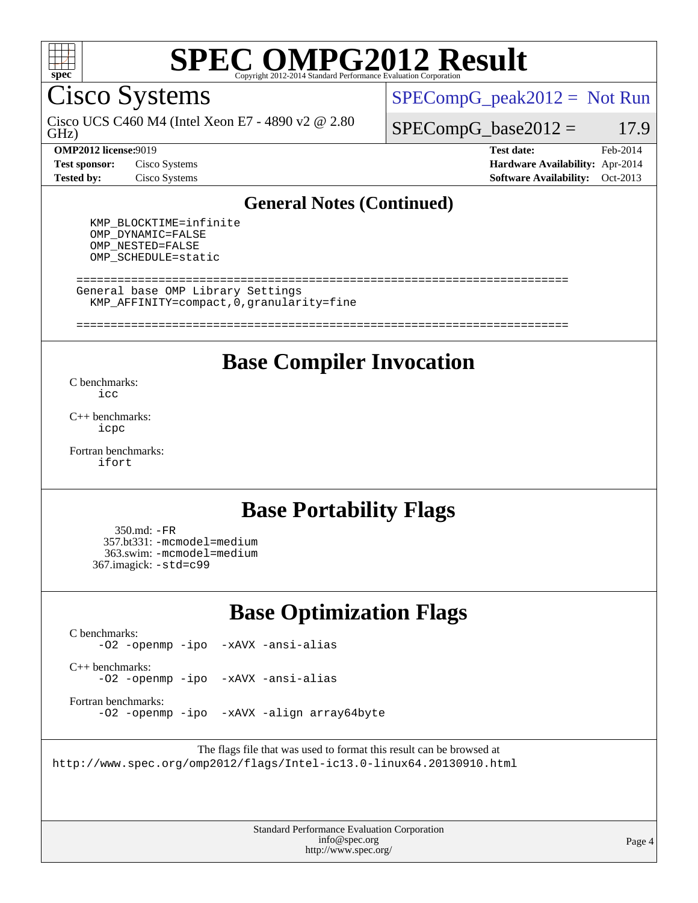# SPEC OMPG2012 Result

Copyright 2012-2014 Standard Performance Evaluation Corporation

## Cisco Systems

Cisco UCS C460 M4 (Intel Xeon E7 - 4890 v2 @ 2.80 GHz)

SPECompG_peak2012 = Not Run

SPECompG_base2012 = 17.9

| | | | |
|---|---|---|---|
| **OMP2012 license:** | 9019 | **Test date:** | Feb-2014 |
| **Test sponsor:** | Cisco Systems | **Hardware Availability:** | Apr-2014 |
| **Tested by:** | Cisco Systems | **Software Availability:** | Oct-2013 |

## General Notes (Continued)

```
   KMP_BLOCKTIME=infinite
   OMP_DYNAMIC=FALSE
   OMP_NESTED=FALSE
   OMP_SCHEDULE=static

 ========================================================================
 General base OMP Library Settings
   KMP_AFFINITY=compact,0,granularity=fine

 ========================================================================
```

## Base Compiler Invocation

C benchmarks:
`icc`

C++ benchmarks:
`icpc`

Fortran benchmarks:
`ifort`

## Base Portability Flags

350.md: `-FR`
357.bt331: `-mcmodel=medium`
363.swim: `-mcmodel=medium`
367.imagick: `-std=c99`

## Base Optimization Flags

C benchmarks:
`-O2 -openmp -ipo -xAVX -ansi-alias`

C++ benchmarks:
`-O2 -openmp -ipo -xAVX -ansi-alias`

Fortran benchmarks:
`-O2 -openmp -ipo -xAVX -align array64byte`

The flags file that was used to format this result can be browsed at
http://www.spec.org/omp2012/flags/Intel-ic13.0-linux64.20130910.html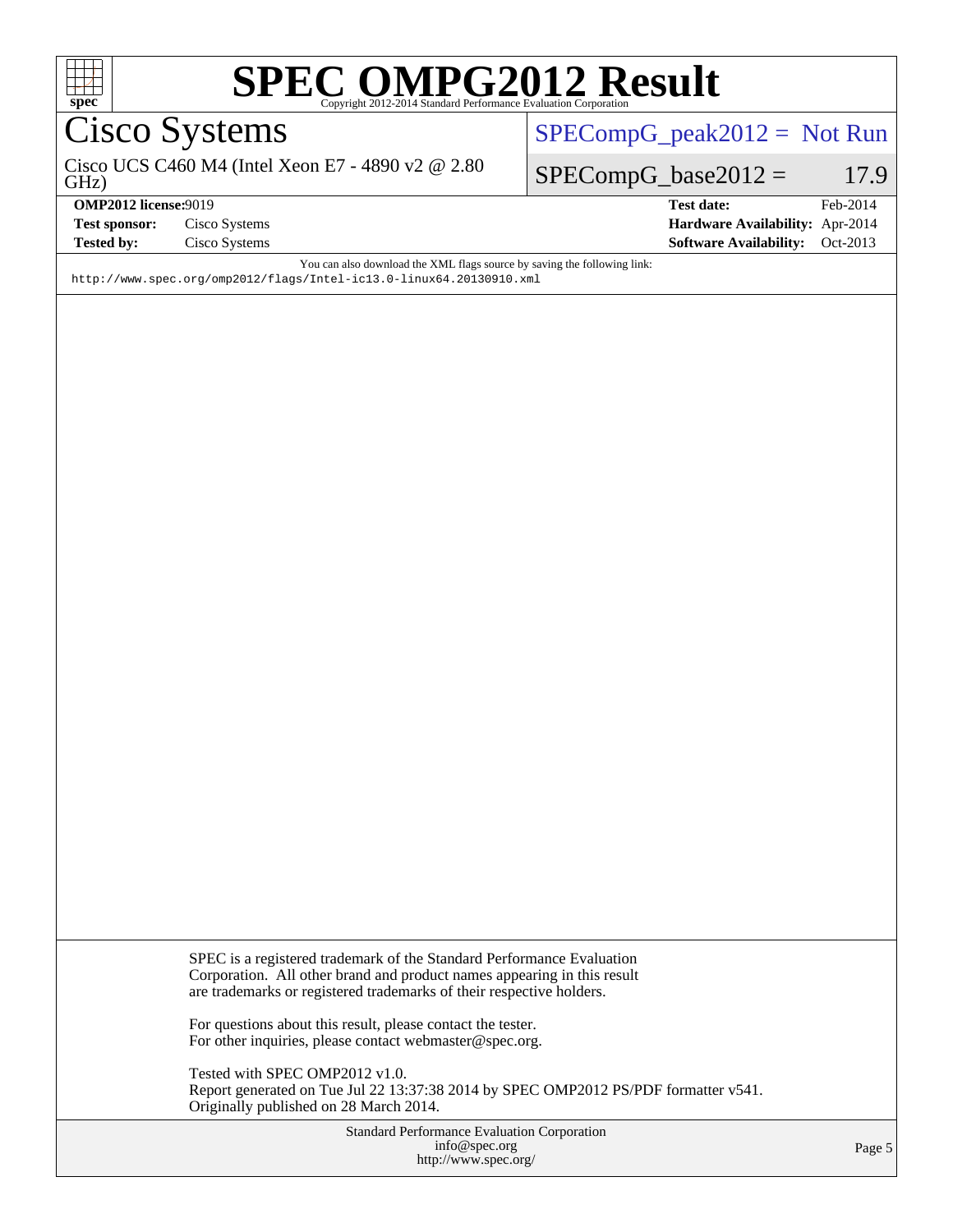# SPEC OMPG2012 Result

Copyright 2012-2014 Standard Performance Evaluation Corporation

## Cisco Systems

Cisco UCS C460 M4 (Intel Xeon E7 - 4890 v2 @ 2.80 GHz)

SPECompG_peak2012 = Not Run

SPECompG_base2012 = 17.9

**OMP2012 license:** 9019
**Test sponsor:** Cisco Systems
**Tested by:** Cisco Systems

**Test date:** Feb-2014
**Hardware Availability:** Apr-2014
**Software Availability:** Oct-2013

You can also download the XML flags source by saving the following link:
http://www.spec.org/omp2012/flags/Intel-ic13.0-linux64.20130910.xml

SPEC is a registered trademark of the Standard Performance Evaluation Corporation. All other brand and product names appearing in this result are trademarks or registered trademarks of their respective holders.

For questions about this result, please contact the tester.
For other inquiries, please contact webmaster@spec.org.

Tested with SPEC OMP2012 v1.0.
Report generated on Tue Jul 22 13:37:38 2014 by SPEC OMP2012 PS/PDF formatter v541.
Originally published on 28 March 2014.